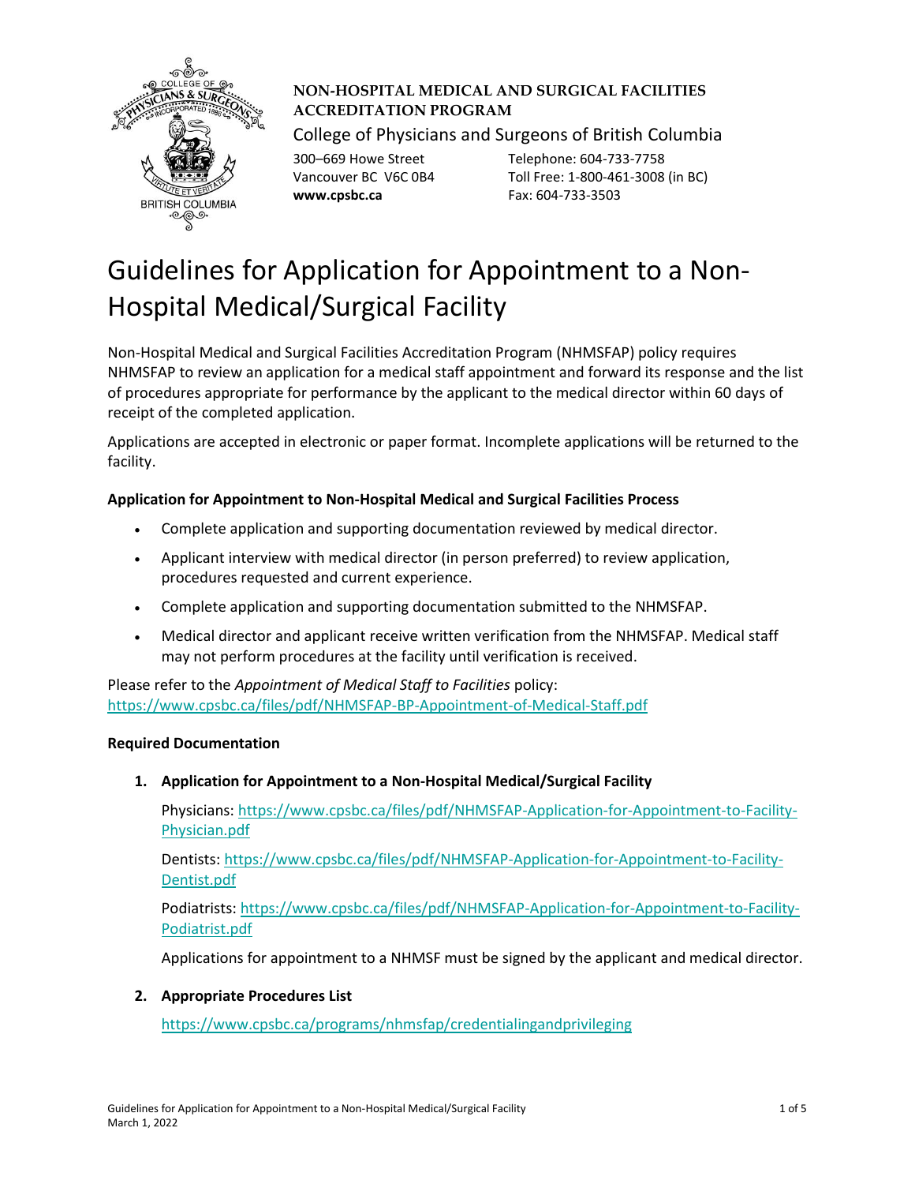**NON-HOSPITAL MEDICAL AND SURGICAL FACILITIES ACCREDITATION PROGRAM**

College of Physicians and Surgeons of British Columbia

300–669 Howe Street
Vancouver BC V6C 0B4
**www.cpsbc.ca**

Telephone: 604-733-7758
Toll Free: 1-800-461-3008 (in BC)
Fax: 604-733-3503

# Guidelines for Application for Appointment to a Non-Hospital Medical/Surgical Facility

Non-Hospital Medical and Surgical Facilities Accreditation Program (NHMSFAP) policy requires NHMSFAP to review an application for a medical staff appointment and forward its response and the list of procedures appropriate for performance by the applicant to the medical director within 60 days of receipt of the completed application.

Applications are accepted in electronic or paper format. Incomplete applications will be returned to the facility.

**Application for Appointment to Non-Hospital Medical and Surgical Facilities Process**

- Complete application and supporting documentation reviewed by medical director.
- Applicant interview with medical director (in person preferred) to review application, procedures requested and current experience.
- Complete application and supporting documentation submitted to the NHMSFAP.
- Medical director and applicant receive written verification from the NHMSFAP. Medical staff may not perform procedures at the facility until verification is received.

Please refer to the *Appointment of Medical Staff to Facilities* policy:
https://www.cpsbc.ca/files/pdf/NHMSFAP-BP-Appointment-of-Medical-Staff.pdf

**Required Documentation**

1. **Application for Appointment to a Non-Hospital Medical/Surgical Facility**

   Physicians: https://www.cpsbc.ca/files/pdf/NHMSFAP-Application-for-Appointment-to-Facility-Physician.pdf

   Dentists: https://www.cpsbc.ca/files/pdf/NHMSFAP-Application-for-Appointment-to-Facility-Dentist.pdf

   Podiatrists: https://www.cpsbc.ca/files/pdf/NHMSFAP-Application-for-Appointment-to-Facility-Podiatrist.pdf

   Applications for appointment to a NHMSF must be signed by the applicant and medical director.

2. **Appropriate Procedures List**

   https://www.cpsbc.ca/programs/nhmsfap/credentialingandprivileging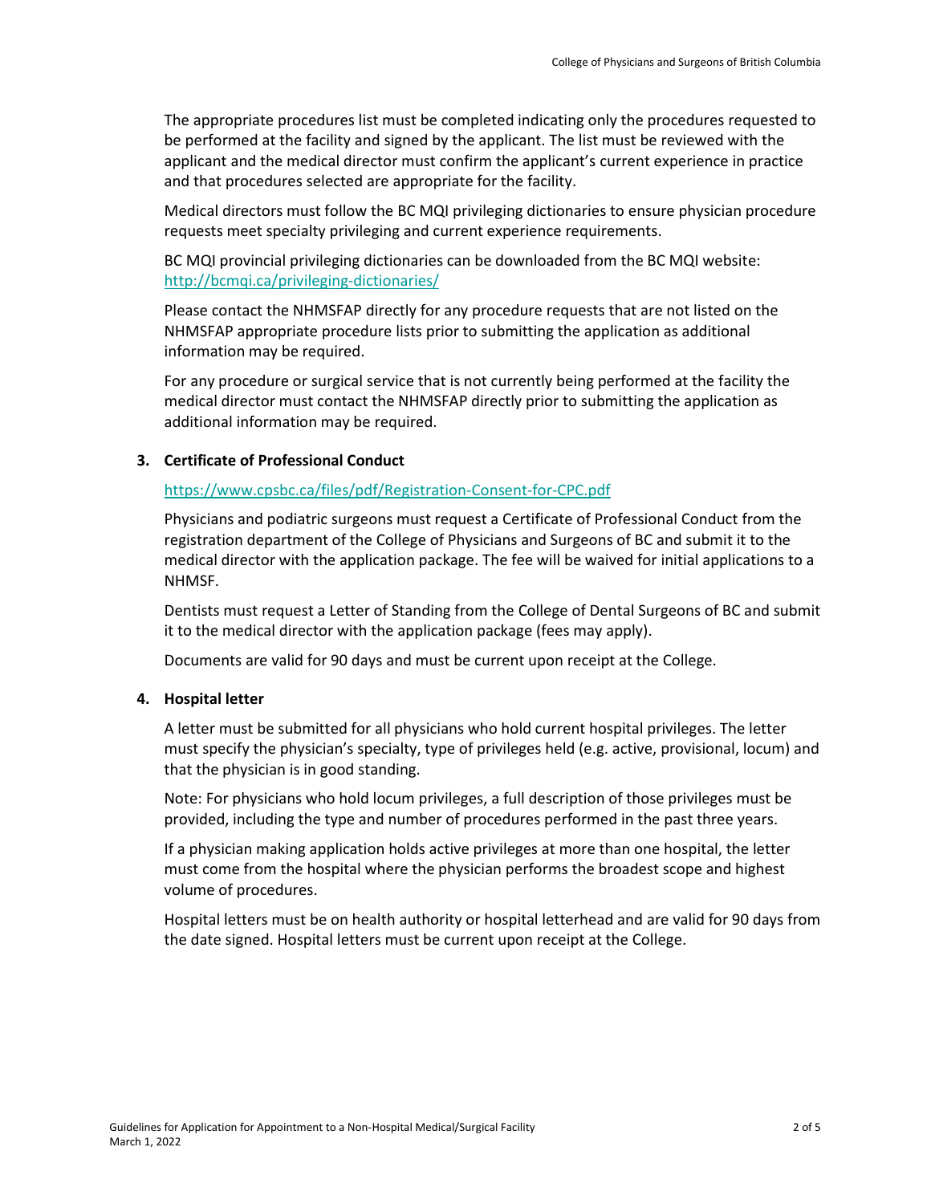The appropriate procedures list must be completed indicating only the procedures requested to be performed at the facility and signed by the applicant. The list must be reviewed with the applicant and the medical director must confirm the applicant's current experience in practice and that procedures selected are appropriate for the facility.

Medical directors must follow the BC MQI privileging dictionaries to ensure physician procedure requests meet specialty privileging and current experience requirements.

BC MQI provincial privileging dictionaries can be downloaded from the BC MQI website: http://bcmqi.ca/privileging-dictionaries/

Please contact the NHMSFAP directly for any procedure requests that are not listed on the NHMSFAP appropriate procedure lists prior to submitting the application as additional information may be required.

For any procedure or surgical service that is not currently being performed at the facility the medical director must contact the NHMSFAP directly prior to submitting the application as additional information may be required.

**3. Certificate of Professional Conduct**

https://www.cpsbc.ca/files/pdf/Registration-Consent-for-CPC.pdf

Physicians and podiatric surgeons must request a Certificate of Professional Conduct from the registration department of the College of Physicians and Surgeons of BC and submit it to the medical director with the application package. The fee will be waived for initial applications to a NHMSF.

Dentists must request a Letter of Standing from the College of Dental Surgeons of BC and submit it to the medical director with the application package (fees may apply).

Documents are valid for 90 days and must be current upon receipt at the College.

**4. Hospital letter**

A letter must be submitted for all physicians who hold current hospital privileges. The letter must specify the physician's specialty, type of privileges held (e.g. active, provisional, locum) and that the physician is in good standing.

Note: For physicians who hold locum privileges, a full description of those privileges must be provided, including the type and number of procedures performed in the past three years.

If a physician making application holds active privileges at more than one hospital, the letter must come from the hospital where the physician performs the broadest scope and highest volume of procedures.

Hospital letters must be on health authority or hospital letterhead and are valid for 90 days from the date signed. Hospital letters must be current upon receipt at the College.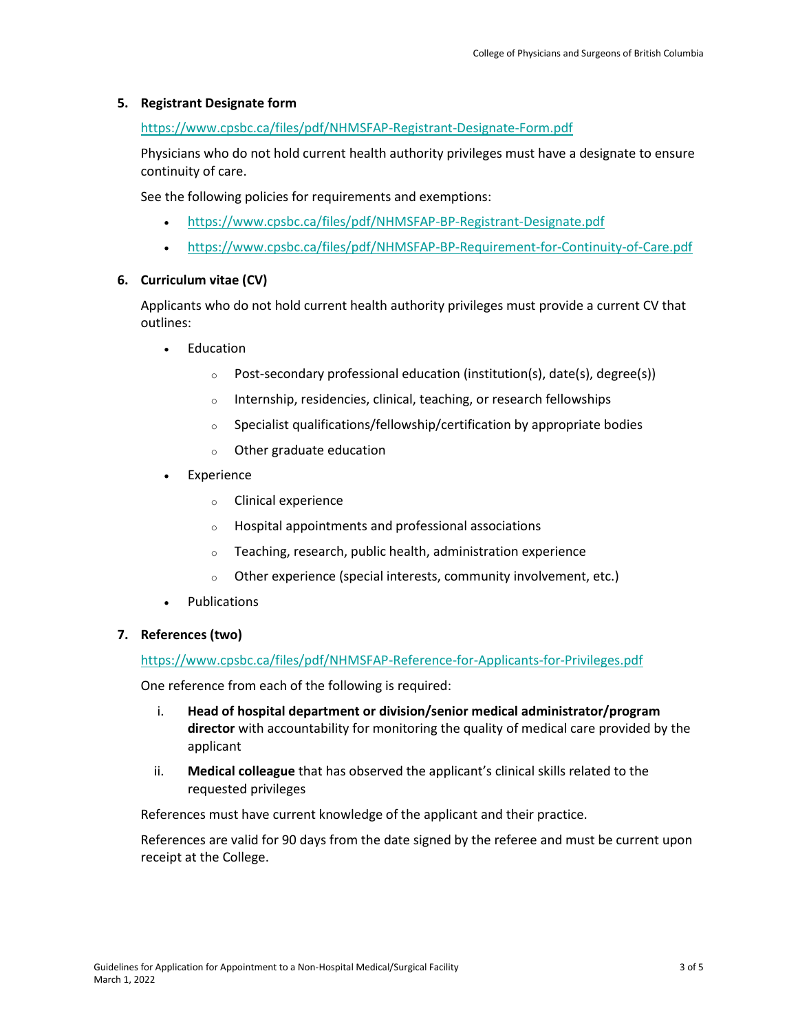**5. Registrant Designate form**

https://www.cpsbc.ca/files/pdf/NHMSFAP-Registrant-Designate-Form.pdf

Physicians who do not hold current health authority privileges must have a designate to ensure continuity of care.

See the following policies for requirements and exemptions:

- https://www.cpsbc.ca/files/pdf/NHMSFAP-BP-Registrant-Designate.pdf
- https://www.cpsbc.ca/files/pdf/NHMSFAP-BP-Requirement-for-Continuity-of-Care.pdf

**6. Curriculum vitae (CV)**

Applicants who do not hold current health authority privileges must provide a current CV that outlines:

- Education
  - Post-secondary professional education (institution(s), date(s), degree(s))
  - Internship, residencies, clinical, teaching, or research fellowships
  - Specialist qualifications/fellowship/certification by appropriate bodies
  - Other graduate education
- Experience
  - Clinical experience
  - Hospital appointments and professional associations
  - Teaching, research, public health, administration experience
  - Other experience (special interests, community involvement, etc.)
- Publications

**7. References (two)**

https://www.cpsbc.ca/files/pdf/NHMSFAP-Reference-for-Applicants-for-Privileges.pdf

One reference from each of the following is required:

i. **Head of hospital department or division/senior medical administrator/program director** with accountability for monitoring the quality of medical care provided by the applicant

ii. **Medical colleague** that has observed the applicant's clinical skills related to the requested privileges

References must have current knowledge of the applicant and their practice.

References are valid for 90 days from the date signed by the referee and must be current upon receipt at the College.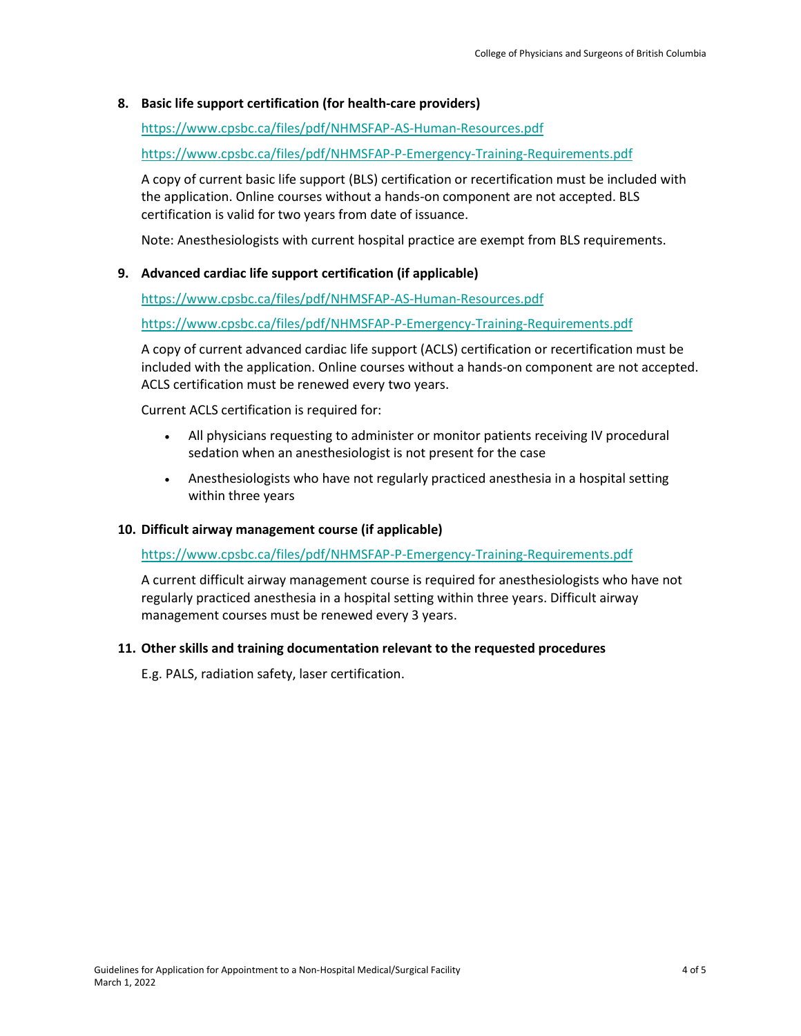8. **Basic life support certification (for health-care providers)**

   https://www.cpsbc.ca/files/pdf/NHMSFAP-AS-Human-Resources.pdf

   https://www.cpsbc.ca/files/pdf/NHMSFAP-P-Emergency-Training-Requirements.pdf

   A copy of current basic life support (BLS) certification or recertification must be included with the application. Online courses without a hands-on component are not accepted. BLS certification is valid for two years from date of issuance.

   Note: Anesthesiologists with current hospital practice are exempt from BLS requirements.

9. **Advanced cardiac life support certification (if applicable)**

   https://www.cpsbc.ca/files/pdf/NHMSFAP-AS-Human-Resources.pdf

   https://www.cpsbc.ca/files/pdf/NHMSFAP-P-Emergency-Training-Requirements.pdf

   A copy of current advanced cardiac life support (ACLS) certification or recertification must be included with the application. Online courses without a hands-on component are not accepted. ACLS certification must be renewed every two years.

   Current ACLS certification is required for:

   - All physicians requesting to administer or monitor patients receiving IV procedural sedation when an anesthesiologist is not present for the case
   - Anesthesiologists who have not regularly practiced anesthesia in a hospital setting within three years

10. **Difficult airway management course (if applicable)**

    https://www.cpsbc.ca/files/pdf/NHMSFAP-P-Emergency-Training-Requirements.pdf

    A current difficult airway management course is required for anesthesiologists who have not regularly practiced anesthesia in a hospital setting within three years. Difficult airway management courses must be renewed every 3 years.

11. **Other skills and training documentation relevant to the requested procedures**

    E.g. PALS, radiation safety, laser certification.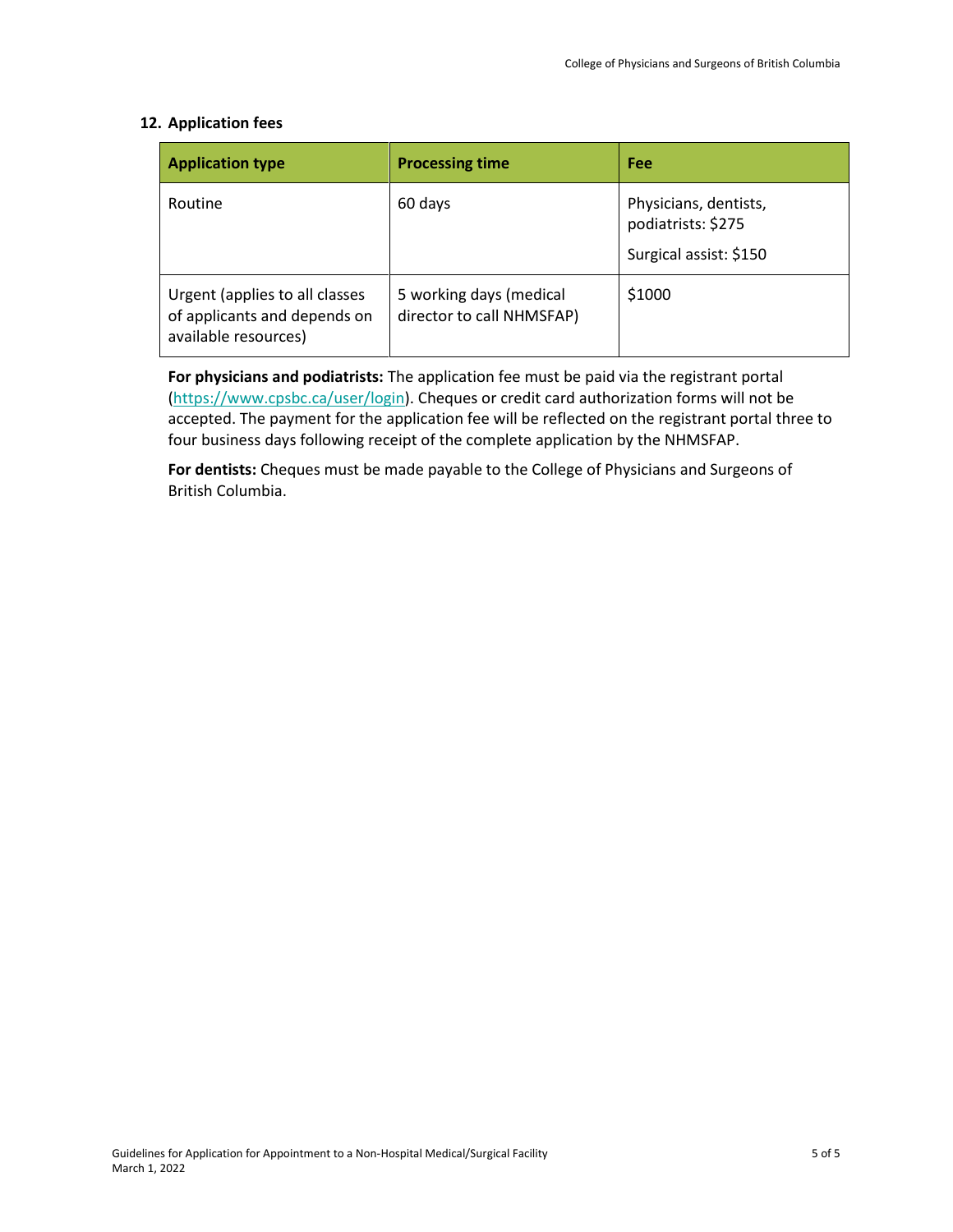## 12. Application fees

| Application type | Processing time | Fee |
| --- | --- | --- |
| Routine | 60 days | Physicians, dentists, podiatrists: $275<br><br>Surgical assist: $150 |
| Urgent (applies to all classes of applicants and depends on available resources) | 5 working days (medical director to call NHMSFAP) | $1000 |

**For physicians and podiatrists:** The application fee must be paid via the registrant portal (https://www.cpsbc.ca/user/login). Cheques or credit card authorization forms will not be accepted. The payment for the application fee will be reflected on the registrant portal three to four business days following receipt of the complete application by the NHMSFAP.

**For dentists:** Cheques must be made payable to the College of Physicians and Surgeons of British Columbia.